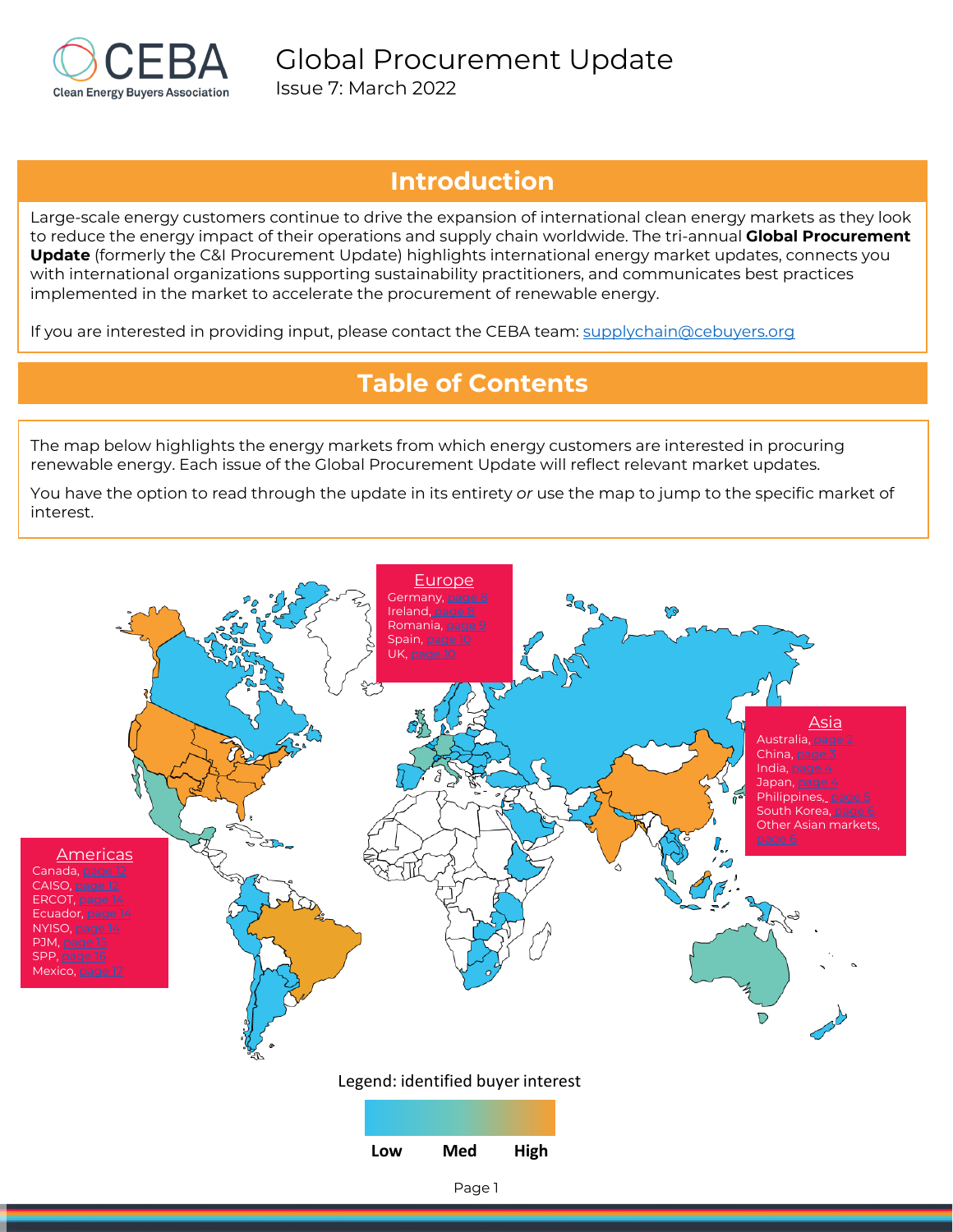CEBA
Clean Energy Buyers Association

# Global Procurement Update

Issue 7: March 2022

## Introduction

Large-scale energy customers continue to drive the expansion of international clean energy markets as they look to reduce the energy impact of their operations and supply chain worldwide. The tri-annual **Global Procurement Update** (formerly the C&I Procurement Update) highlights international energy market updates, connects you with international organizations supporting sustainability practitioners, and communicates best practices implemented in the market to accelerate the procurement of renewable energy.

If you are interested in providing input, please contact the CEBA team: supplychain@cebuyers.org

## Table of Contents

The map below highlights the energy markets from which energy customers are interested in procuring renewable energy. Each issue of the Global Procurement Update will reflect relevant market updates.

You have the option to read through the update in its entirety *or* use the map to jump to the specific market of interest.

**Europe**
- Germany, page 8
- Ireland, page 8
- Romania, page 9
- Spain, page 10
- UK, page 10

**Asia**
- Australia, page 2
- China, page 3
- India, page 4
- Japan, page 4
- Philippines, page 5
- South Korea, page 6
- Other Asian markets, page 6

**Americas**
- Canada, page 12
- CAISO, page 12
- ERCOT, page 14
- Ecuador, page 14
- NYISO, page 14
- PJM, page 15
- SPP, page 16
- Mexico, page 17

Legend: identified buyer interest

Low Med High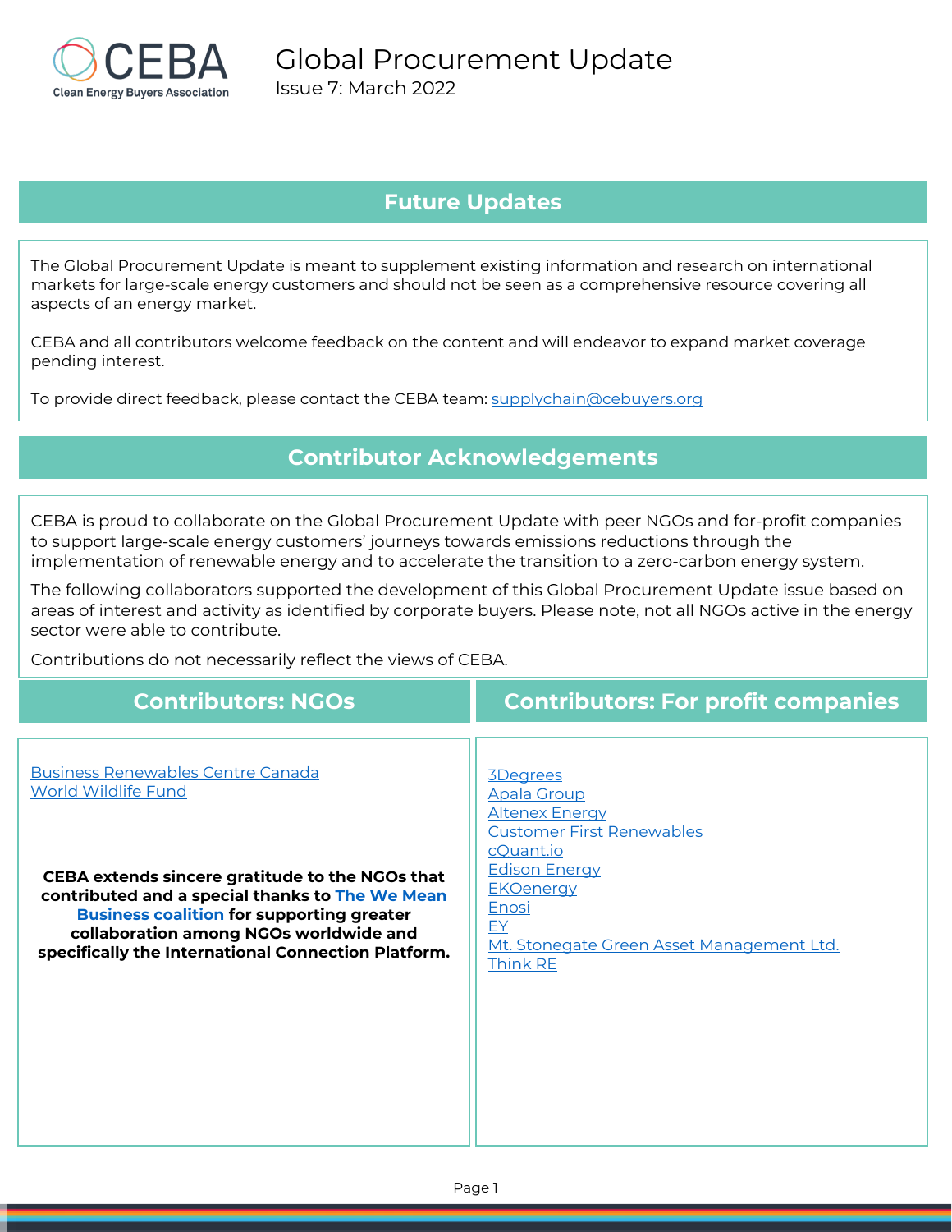# Global Procurement Update

Issue 7: March 2022

## Future Updates

The Global Procurement Update is meant to supplement existing information and research on international markets for large-scale energy customers and should not be seen as a comprehensive resource covering all aspects of an energy market.

CEBA and all contributors welcome feedback on the content and will endeavor to expand market coverage pending interest.

To provide direct feedback, please contact the CEBA team: supplychain@cebuyers.org

## Contributor Acknowledgements

CEBA is proud to collaborate on the Global Procurement Update with peer NGOs and for-profit companies to support large-scale energy customers' journeys towards emissions reductions through the implementation of renewable energy and to accelerate the transition to a zero-carbon energy system.

The following collaborators supported the development of this Global Procurement Update issue based on areas of interest and activity as identified by corporate buyers. Please note, not all NGOs active in the energy sector were able to contribute.

Contributions do not necessarily reflect the views of CEBA.

### Contributors: NGOs

Business Renewables Centre Canada
World Wildlife Fund

**CEBA extends sincere gratitude to the NGOs that contributed and a special thanks to The We Mean Business coalition for supporting greater collaboration among NGOs worldwide and specifically the International Connection Platform.**

### Contributors: For profit companies

3Degrees
Apala Group
Altenex Energy
Customer First Renewables
cQuant.io
Edison Energy
EKOenergy
Enosi
EY
Mt. Stonegate Green Asset Management Ltd.
Think RE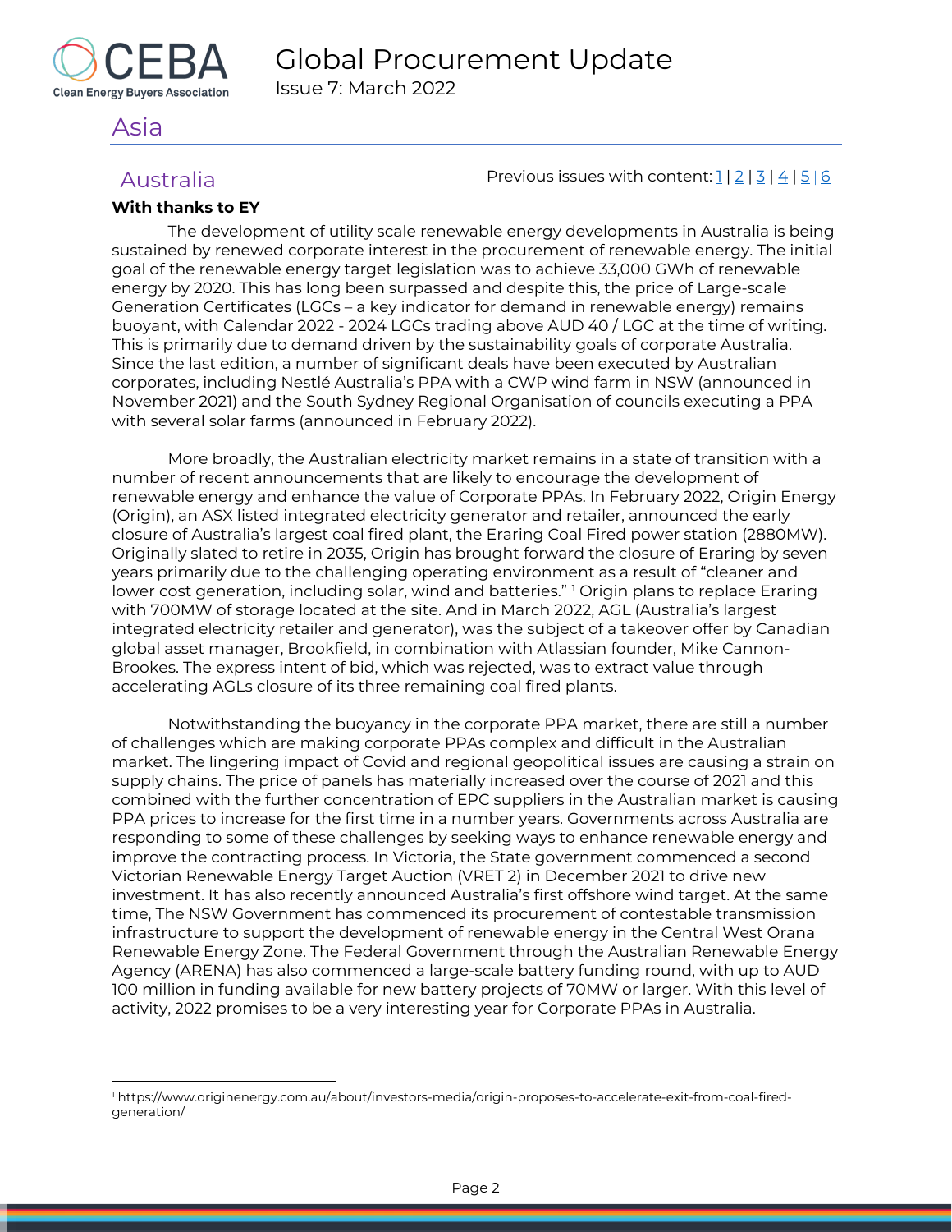# Asia

## Australia

Previous issues with content: 1 | 2 | 3 | 4 | 5 | 6

**With thanks to EY**

The development of utility scale renewable energy developments in Australia is being sustained by renewed corporate interest in the procurement of renewable energy. The initial goal of the renewable energy target legislation was to achieve 33,000 GWh of renewable energy by 2020. This has long been surpassed and despite this, the price of Large-scale Generation Certificates (LGCs – a key indicator for demand in renewable energy) remains buoyant, with Calendar 2022 - 2024 LGCs trading above AUD 40 / LGC at the time of writing. This is primarily due to demand driven by the sustainability goals of corporate Australia. Since the last edition, a number of significant deals have been executed by Australian corporates, including Nestlé Australia's PPA with a CWP wind farm in NSW (announced in November 2021) and the South Sydney Regional Organisation of councils executing a PPA with several solar farms (announced in February 2022).

More broadly, the Australian electricity market remains in a state of transition with a number of recent announcements that are likely to encourage the development of renewable energy and enhance the value of Corporate PPAs. In February 2022, Origin Energy (Origin), an ASX listed integrated electricity generator and retailer, announced the early closure of Australia's largest coal fired plant, the Eraring Coal Fired power station (2880MW). Originally slated to retire in 2035, Origin has brought forward the closure of Eraring by seven years primarily due to the challenging operating environment as a result of "cleaner and lower cost generation, including solar, wind and batteries." [1] Origin plans to replace Eraring with 700MW of storage located at the site. And in March 2022, AGL (Australia's largest integrated electricity retailer and generator), was the subject of a takeover offer by Canadian global asset manager, Brookfield, in combination with Atlassian founder, Mike Cannon-Brookes. The express intent of bid, which was rejected, was to extract value through accelerating AGLs closure of its three remaining coal fired plants.

Notwithstanding the buoyancy in the corporate PPA market, there are still a number of challenges which are making corporate PPAs complex and difficult in the Australian market. The lingering impact of Covid and regional geopolitical issues are causing a strain on supply chains. The price of panels has materially increased over the course of 2021 and this combined with the further concentration of EPC suppliers in the Australian market is causing PPA prices to increase for the first time in a number years. Governments across Australia are responding to some of these challenges by seeking ways to enhance renewable energy and improve the contracting process. In Victoria, the State government commenced a second Victorian Renewable Energy Target Auction (VRET 2) in December 2021 to drive new investment. It has also recently announced Australia's first offshore wind target. At the same time, The NSW Government has commenced its procurement of contestable transmission infrastructure to support the development of renewable energy in the Central West Orana Renewable Energy Zone. The Federal Government through the Australian Renewable Energy Agency (ARENA) has also commenced a large-scale battery funding round, with up to AUD 100 million in funding available for new battery projects of 70MW or larger. With this level of activity, 2022 promises to be a very interesting year for Corporate PPAs in Australia.

---

[1] https://www.originenergy.com.au/about/investors-media/origin-proposes-to-accelerate-exit-from-coal-fired-generation/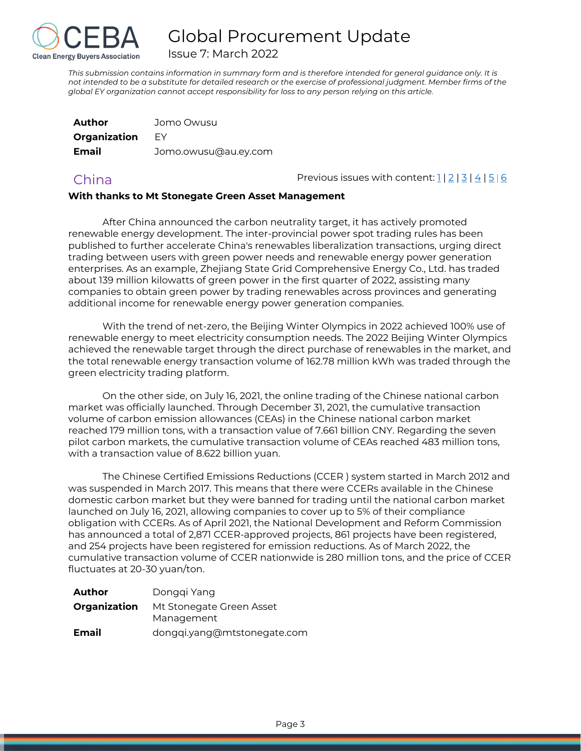# Global Procurement Update

Issue 7: March 2022

*This submission contains information in summary form and is therefore intended for general guidance only. It is not intended to be a substitute for detailed research or the exercise of professional judgment. Member firms of the global EY organization cannot accept responsibility for loss to any person relying on this article.*

| | |
|---|---|
| **Author** | Jomo Owusu |
| **Organization** | EY |
| **Email** | Jomo.owusu@au.ey.com |

## China

Previous issues with content: 1 | 2 | 3 | 4 | 5 | 6

**With thanks to Mt Stonegate Green Asset Management**

After China announced the carbon neutrality target, it has actively promoted renewable energy development. The inter-provincial power spot trading rules has been published to further accelerate China's renewables liberalization transactions, urging direct trading between users with green power needs and renewable energy power generation enterprises. As an example, Zhejiang State Grid Comprehensive Energy Co., Ltd. has traded about 139 million kilowatts of green power in the first quarter of 2022, assisting many companies to obtain green power by trading renewables across provinces and generating additional income for renewable energy power generation companies.

With the trend of net-zero, the Beijing Winter Olympics in 2022 achieved 100% use of renewable energy to meet electricity consumption needs. The 2022 Beijing Winter Olympics achieved the renewable target through the direct purchase of renewables in the market, and the total renewable energy transaction volume of 162.78 million kWh was traded through the green electricity trading platform.

On the other side, on July 16, 2021, the online trading of the Chinese national carbon market was officially launched. Through December 31, 2021, the cumulative transaction volume of carbon emission allowances (CEAs) in the Chinese national carbon market reached 179 million tons, with a transaction value of 7.661 billion CNY. Regarding the seven pilot carbon markets, the cumulative transaction volume of CEAs reached 483 million tons, with a transaction value of 8.622 billion yuan.

The Chinese Certified Emissions Reductions (CCER ) system started in March 2012 and was suspended in March 2017. This means that there were CCERs available in the Chinese domestic carbon market but they were banned for trading until the national carbon market launched on July 16, 2021, allowing companies to cover up to 5% of their compliance obligation with CCERs. As of April 2021, the National Development and Reform Commission has announced a total of 2,871 CCER-approved projects, 861 projects have been registered, and 254 projects have been registered for emission reductions. As of March 2022, the cumulative transaction volume of CCER nationwide is 280 million tons, and the price of CCER fluctuates at 20-30 yuan/ton.

| | |
|---|---|
| **Author** | Dongqi Yang |
| **Organization** | Mt Stonegate Green Asset Management |
| **Email** | dongqi.yang@mtstonegate.com |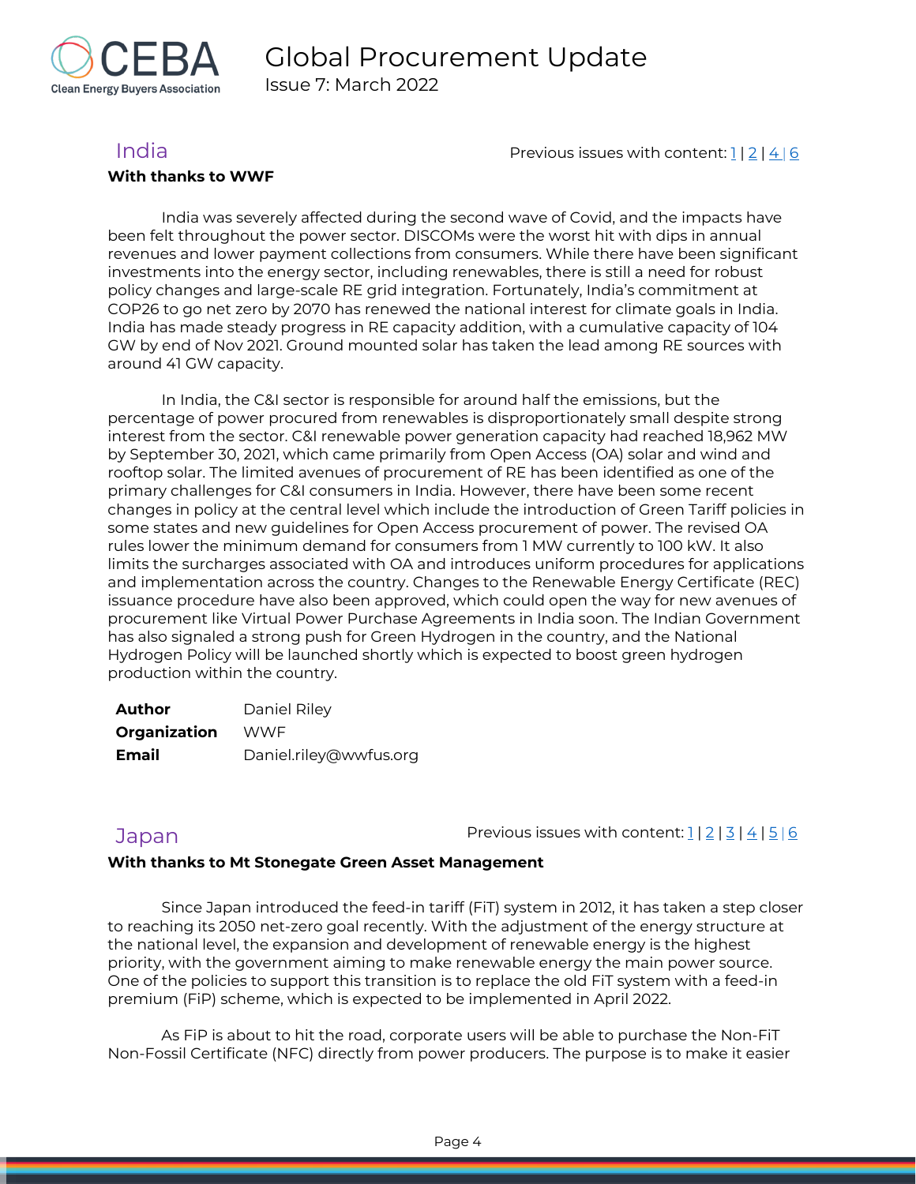## India

Previous issues with content: 1 | 2 | 4 | 6

**With thanks to WWF**

India was severely affected during the second wave of Covid, and the impacts have been felt throughout the power sector. DISCOMs were the worst hit with dips in annual revenues and lower payment collections from consumers. While there have been significant investments into the energy sector, including renewables, there is still a need for robust policy changes and large-scale RE grid integration. Fortunately, India's commitment at COP26 to go net zero by 2070 has renewed the national interest for climate goals in India. India has made steady progress in RE capacity addition, with a cumulative capacity of 104 GW by end of Nov 2021. Ground mounted solar has taken the lead among RE sources with around 41 GW capacity.

In India, the C&I sector is responsible for around half the emissions, but the percentage of power procured from renewables is disproportionately small despite strong interest from the sector. C&I renewable power generation capacity had reached 18,962 MW by September 30, 2021, which came primarily from Open Access (OA) solar and wind and rooftop solar. The limited avenues of procurement of RE has been identified as one of the primary challenges for C&I consumers in India. However, there have been some recent changes in policy at the central level which include the introduction of Green Tariff policies in some states and new guidelines for Open Access procurement of power. The revised OA rules lower the minimum demand for consumers from 1 MW currently to 100 kW. It also limits the surcharges associated with OA and introduces uniform procedures for applications and implementation across the country. Changes to the Renewable Energy Certificate (REC) issuance procedure have also been approved, which could open the way for new avenues of procurement like Virtual Power Purchase Agreements in India soon. The Indian Government has also signaled a strong push for Green Hydrogen in the country, and the National Hydrogen Policy will be launched shortly which is expected to boost green hydrogen production within the country.

| | |
|---|---|
| **Author** | Daniel Riley |
| **Organization** | WWF |
| **Email** | Daniel.riley@wwfus.org |

## Japan

Previous issues with content: 1 | 2 | 3 | 4 | 5 | 6

**With thanks to Mt Stonegate Green Asset Management**

Since Japan introduced the feed-in tariff (FiT) system in 2012, it has taken a step closer to reaching its 2050 net-zero goal recently. With the adjustment of the energy structure at the national level, the expansion and development of renewable energy is the highest priority, with the government aiming to make renewable energy the main power source. One of the policies to support this transition is to replace the old FiT system with a feed-in premium (FiP) scheme, which is expected to be implemented in April 2022.

As FiP is about to hit the road, corporate users will be able to purchase the Non-FiT Non-Fossil Certificate (NFC) directly from power producers. The purpose is to make it easier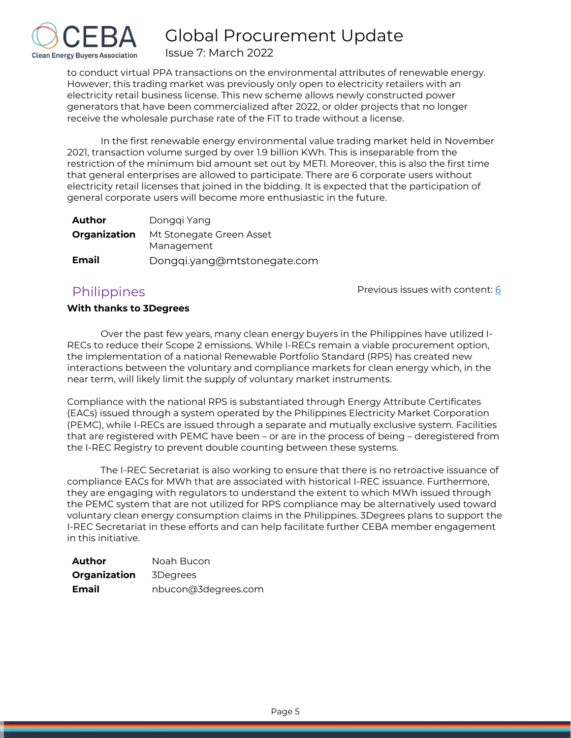to conduct virtual PPA transactions on the environmental attributes of renewable energy. However, this trading market was previously only open to electricity retailers with an electricity retail business license. This new scheme allows newly constructed power generators that have been commercialized after 2022, or older projects that no longer receive the wholesale purchase rate of the FiT to trade without a license.

In the first renewable energy environmental value trading market held in November 2021, transaction volume surged by over 1.9 billion KWh. This is inseparable from the restriction of the minimum bid amount set out by METI. Moreover, this is also the first time that general enterprises are allowed to participate. There are 6 corporate users without electricity retail licenses that joined in the bidding. It is expected that the participation of general corporate users will become more enthusiastic in the future.

| | |
|---|---|
| **Author** | Dongqi Yang |
| **Organization** | Mt Stonegate Green Asset Management |
| **Email** | Dongqi.yang@mtstonegate.com |

## Philippines

Previous issues with content: [6]

**With thanks to 3Degrees**

Over the past few years, many clean energy buyers in the Philippines have utilized I-RECs to reduce their Scope 2 emissions. While I-RECs remain a viable procurement option, the implementation of a national Renewable Portfolio Standard (RPS) has created new interactions between the voluntary and compliance markets for clean energy which, in the near term, will likely limit the supply of voluntary market instruments.

Compliance with the national RPS is substantiated through Energy Attribute Certificates (EACs) issued through a system operated by the Philippines Electricity Market Corporation (PEMC), while I-RECs are issued through a separate and mutually exclusive system. Facilities that are registered with PEMC have been – or are in the process of being – deregistered from the I-REC Registry to prevent double counting between these systems.

The I-REC Secretariat is also working to ensure that there is no retroactive issuance of compliance EACs for MWh that are associated with historical I-REC issuance. Furthermore, they are engaging with regulators to understand the extent to which MWh issued through the PEMC system that are not utilized for RPS compliance may be alternatively used toward voluntary clean energy consumption claims in the Philippines. 3Degrees plans to support the I-REC Secretariat in these efforts and can help facilitate further CEBA member engagement in this initiative.

| | |
|---|---|
| **Author** | Noah Bucon |
| **Organization** | 3Degrees |
| **Email** | nbucon@3degrees.com |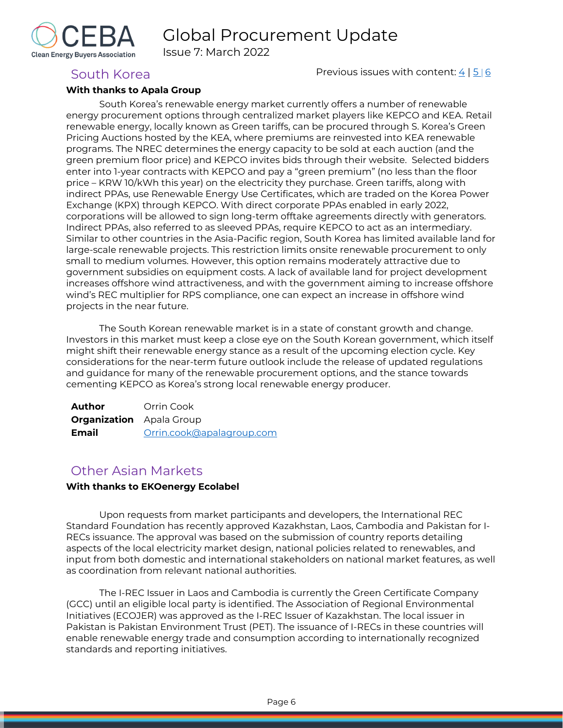## South Korea

Previous issues with content: 4 | 5 | 6

**With thanks to Apala Group**

South Korea's renewable energy market currently offers a number of renewable energy procurement options through centralized market players like KEPCO and KEA. Retail renewable energy, locally known as Green tariffs, can be procured through S. Korea's Green Pricing Auctions hosted by the KEA, where premiums are reinvested into KEA renewable programs. The NREC determines the energy capacity to be sold at each auction (and the green premium floor price) and KEPCO invites bids through their website. Selected bidders enter into 1-year contracts with KEPCO and pay a "green premium" (no less than the floor price – KRW 10/kWh this year) on the electricity they purchase. Green tariffs, along with indirect PPAs, use Renewable Energy Use Certificates, which are traded on the Korea Power Exchange (KPX) through KEPCO. With direct corporate PPAs enabled in early 2022, corporations will be allowed to sign long-term offtake agreements directly with generators. Indirect PPAs, also referred to as sleeved PPAs, require KEPCO to act as an intermediary. Similar to other countries in the Asia-Pacific region, South Korea has limited available land for large-scale renewable projects. This restriction limits onsite renewable procurement to only small to medium volumes. However, this option remains moderately attractive due to government subsidies on equipment costs. A lack of available land for project development increases offshore wind attractiveness, and with the government aiming to increase offshore wind's REC multiplier for RPS compliance, one can expect an increase in offshore wind projects in the near future.

The South Korean renewable market is in a state of constant growth and change. Investors in this market must keep a close eye on the South Korean government, which itself might shift their renewable energy stance as a result of the upcoming election cycle. Key considerations for the near-term future outlook include the release of updated regulations and guidance for many of the renewable procurement options, and the stance towards cementing KEPCO as Korea's strong local renewable energy producer.

| | |
|---|---|
| **Author** | Orrin Cook |
| **Organization** | Apala Group |
| **Email** | Orrin.cook@apalagroup.com |

## Other Asian Markets

**With thanks to EKOenergy Ecolabel**

Upon requests from market participants and developers, the International REC Standard Foundation has recently approved Kazakhstan, Laos, Cambodia and Pakistan for I-RECs issuance. The approval was based on the submission of country reports detailing aspects of the local electricity market design, national policies related to renewables, and input from both domestic and international stakeholders on national market features, as well as coordination from relevant national authorities.

The I-REC Issuer in Laos and Cambodia is currently the Green Certificate Company (GCC) until an eligible local party is identified. The Association of Regional Environmental Initiatives (ECOJER) was approved as the I-REC Issuer of Kazakhstan. The local issuer in Pakistan is Pakistan Environment Trust (PET). The issuance of I-RECs in these countries will enable renewable energy trade and consumption according to internationally recognized standards and reporting initiatives.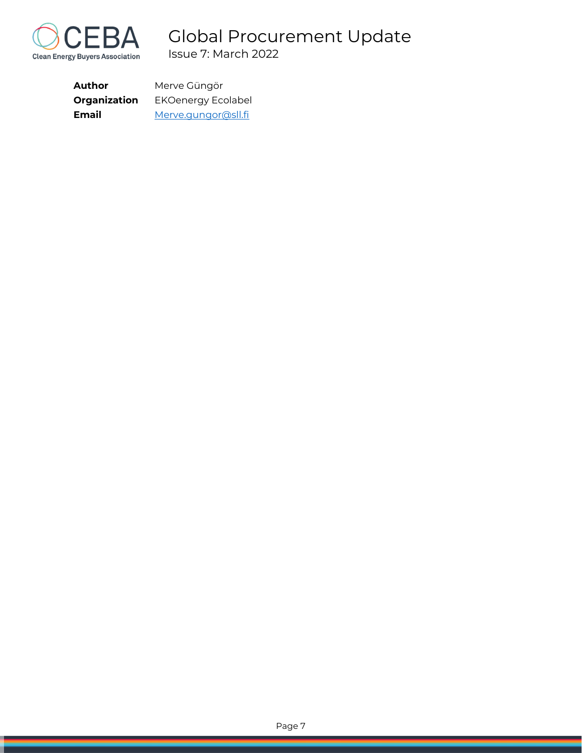| **Author** | Merve Güngör |
|---|---|
| **Organization** | EKOenergy Ecolabel |
| **Email** | Merve.gungor@sll.fi |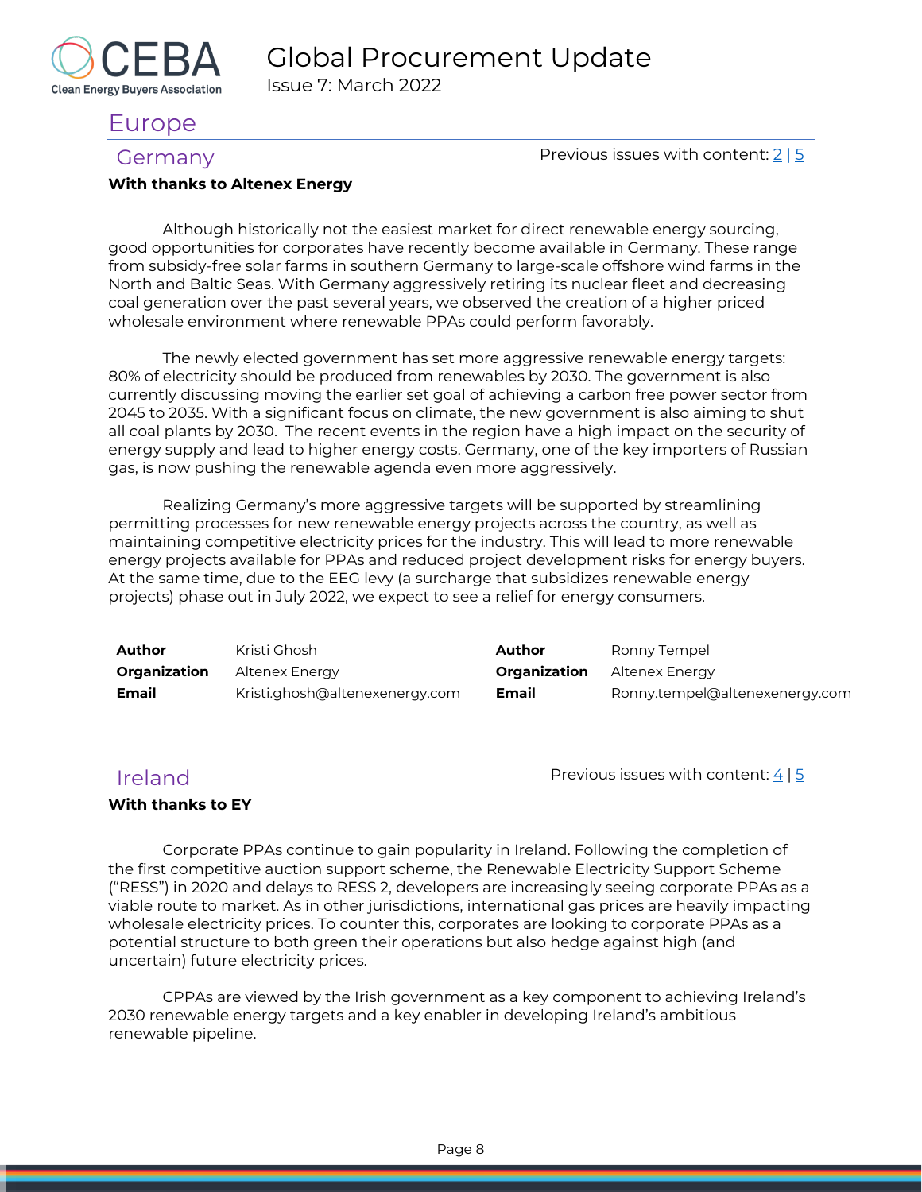# Europe

## Germany

Previous issues with content: 2 | 5

**With thanks to Altenex Energy**

Although historically not the easiest market for direct renewable energy sourcing, good opportunities for corporates have recently become available in Germany. These range from subsidy-free solar farms in southern Germany to large-scale offshore wind farms in the North and Baltic Seas. With Germany aggressively retiring its nuclear fleet and decreasing coal generation over the past several years, we observed the creation of a higher priced wholesale environment where renewable PPAs could perform favorably.

The newly elected government has set more aggressive renewable energy targets: 80% of electricity should be produced from renewables by 2030. The government is also currently discussing moving the earlier set goal of achieving a carbon free power sector from 2045 to 2035. With a significant focus on climate, the new government is also aiming to shut all coal plants by 2030. The recent events in the region have a high impact on the security of energy supply and lead to higher energy costs. Germany, one of the key importers of Russian gas, is now pushing the renewable agenda even more aggressively.

Realizing Germany's more aggressive targets will be supported by streamlining permitting processes for new renewable energy projects across the country, as well as maintaining competitive electricity prices for the industry. This will lead to more renewable energy projects available for PPAs and reduced project development risks for energy buyers. At the same time, due to the EEG levy (a surcharge that subsidizes renewable energy projects) phase out in July 2022, we expect to see a relief for energy consumers.

| | | | |
|---|---|---|---|
| **Author** | Kristi Ghosh | **Author** | Ronny Tempel |
| **Organization** | Altenex Energy | **Organization** | Altenex Energy |
| **Email** | Kristi.ghosh@altenexenergy.com | **Email** | Ronny.tempel@altenexenergy.com |

## Ireland

Previous issues with content: 4 | 5

**With thanks to EY**

Corporate PPAs continue to gain popularity in Ireland. Following the completion of the first competitive auction support scheme, the Renewable Electricity Support Scheme ("RESS") in 2020 and delays to RESS 2, developers are increasingly seeing corporate PPAs as a viable route to market. As in other jurisdictions, international gas prices are heavily impacting wholesale electricity prices. To counter this, corporates are looking to corporate PPAs as a potential structure to both green their operations but also hedge against high (and uncertain) future electricity prices.

CPPAs are viewed by the Irish government as a key component to achieving Ireland's 2030 renewable energy targets and a key enabler in developing Ireland's ambitious renewable pipeline.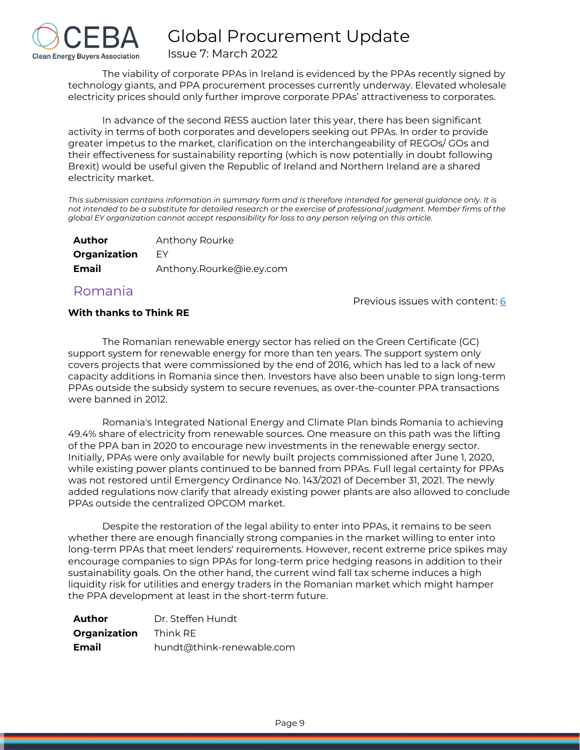The viability of corporate PPAs in Ireland is evidenced by the PPAs recently signed by technology giants, and PPA procurement processes currently underway. Elevated wholesale electricity prices should only further improve corporate PPAs' attractiveness to corporates.

In advance of the second RESS auction later this year, there has been significant activity in terms of both corporates and developers seeking out PPAs. In order to provide greater impetus to the market, clarification on the interchangeability of REGOs/ GOs and their effectiveness for sustainability reporting (which is now potentially in doubt following Brexit) would be useful given the Republic of Ireland and Northern Ireland are a shared electricity market.

*This submission contains information in summary form and is therefore intended for general guidance only. It is not intended to be a substitute for detailed research or the exercise of professional judgment. Member firms of the global EY organization cannot accept responsibility for loss to any person relying on this article.*

| | |
|---|---|
| **Author** | Anthony Rourke |
| **Organization** | EY |
| **Email** | Anthony.Rourke@ie.ey.com |

## Romania

Previous issues with content: 6

**With thanks to Think RE**

The Romanian renewable energy sector has relied on the Green Certificate (GC) support system for renewable energy for more than ten years. The support system only covers projects that were commissioned by the end of 2016, which has led to a lack of new capacity additions in Romania since then. Investors have also been unable to sign long-term PPAs outside the subsidy system to secure revenues, as over-the-counter PPA transactions were banned in 2012.

Romania's Integrated National Energy and Climate Plan binds Romania to achieving 49.4% share of electricity from renewable sources. One measure on this path was the lifting of the PPA ban in 2020 to encourage new investments in the renewable energy sector. Initially, PPAs were only available for newly built projects commissioned after June 1, 2020, while existing power plants continued to be banned from PPAs. Full legal certainty for PPAs was not restored until Emergency Ordinance No. 143/2021 of December 31, 2021. The newly added regulations now clarify that already existing power plants are also allowed to conclude PPAs outside the centralized OPCOM market.

Despite the restoration of the legal ability to enter into PPAs, it remains to be seen whether there are enough financially strong companies in the market willing to enter into long-term PPAs that meet lenders' requirements. However, recent extreme price spikes may encourage companies to sign PPAs for long-term price hedging reasons in addition to their sustainability goals. On the other hand, the current wind fall tax scheme induces a high liquidity risk for utilities and energy traders in the Romanian market which might hamper the PPA development at least in the short-term future.

| | |
|---|---|
| **Author** | Dr. Steffen Hundt |
| **Organization** | Think RE |
| **Email** | hundt@think-renewable.com |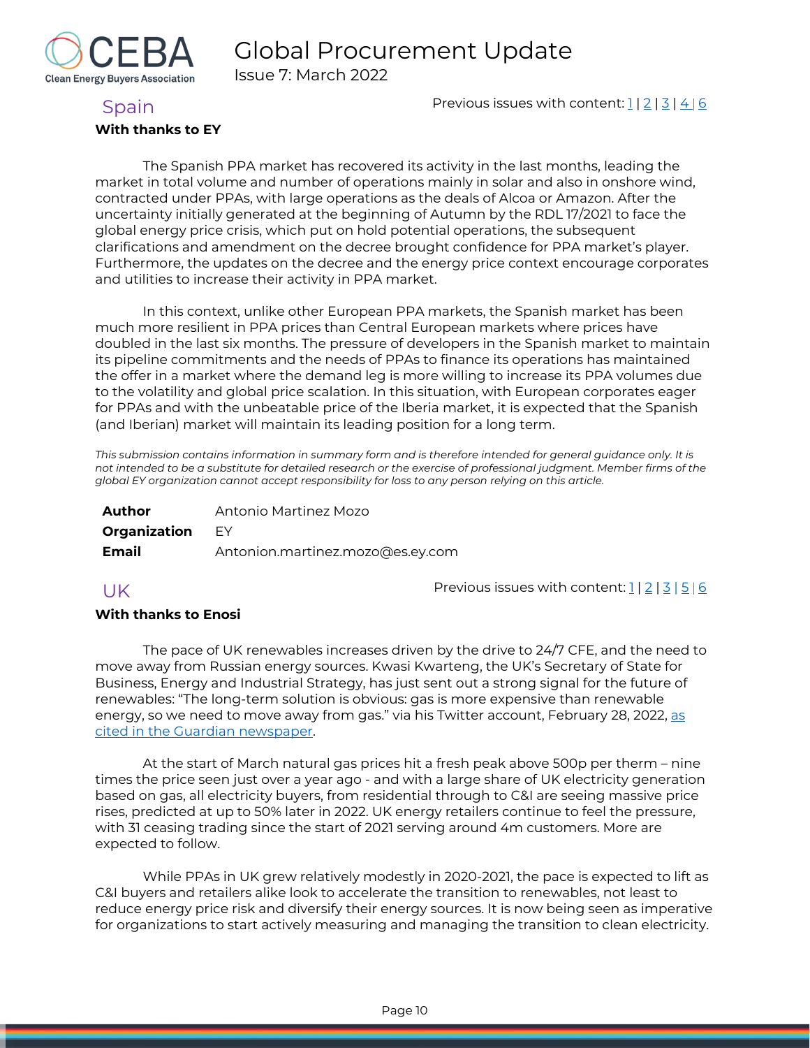## Spain

Previous issues with content: 1 | 2 | 3 | 4 | 6

**With thanks to EY**

The Spanish PPA market has recovered its activity in the last months, leading the market in total volume and number of operations mainly in solar and also in onshore wind, contracted under PPAs, with large operations as the deals of Alcoa or Amazon. After the uncertainty initially generated at the beginning of Autumn by the RDL 17/2021 to face the global energy price crisis, which put on hold potential operations, the subsequent clarifications and amendment on the decree brought confidence for PPA market's player. Furthermore, the updates on the decree and the energy price context encourage corporates and utilities to increase their activity in PPA market.

In this context, unlike other European PPA markets, the Spanish market has been much more resilient in PPA prices than Central European markets where prices have doubled in the last six months. The pressure of developers in the Spanish market to maintain its pipeline commitments and the needs of PPAs to finance its operations has maintained the offer in a market where the demand leg is more willing to increase its PPA volumes due to the volatility and global price scalation. In this situation, with European corporates eager for PPAs and with the unbeatable price of the Iberia market, it is expected that the Spanish (and Iberian) market will maintain its leading position for a long term.

*This submission contains information in summary form and is therefore intended for general guidance only. It is not intended to be a substitute for detailed research or the exercise of professional judgment. Member firms of the global EY organization cannot accept responsibility for loss to any person relying on this article.*

| | |
|---|---|
| **Author** | Antonio Martinez Mozo |
| **Organization** | EY |
| **Email** | Antonion.martinez.mozo@es.ey.com |

## UK

Previous issues with content: 1 | 2 | 3 | 5 | 6

**With thanks to Enosi**

The pace of UK renewables increases driven by the drive to 24/7 CFE, and the need to move away from Russian energy sources. Kwasi Kwarteng, the UK's Secretary of State for Business, Energy and Industrial Strategy, has just sent out a strong signal for the future of renewables: "The long-term solution is obvious: gas is more expensive than renewable energy, so we need to move away from gas." via his Twitter account, February 28, 2022, as cited in the Guardian newspaper.

At the start of March natural gas prices hit a fresh peak above 500p per therm – nine times the price seen just over a year ago - and with a large share of UK electricity generation based on gas, all electricity buyers, from residential through to C&I are seeing massive price rises, predicted at up to 50% later in 2022. UK energy retailers continue to feel the pressure, with 31 ceasing trading since the start of 2021 serving around 4m customers. More are expected to follow.

While PPAs in UK grew relatively modestly in 2020-2021, the pace is expected to lift as C&I buyers and retailers alike look to accelerate the transition to renewables, not least to reduce energy price risk and diversify their energy sources. It is now being seen as imperative for organizations to start actively measuring and managing the transition to clean electricity.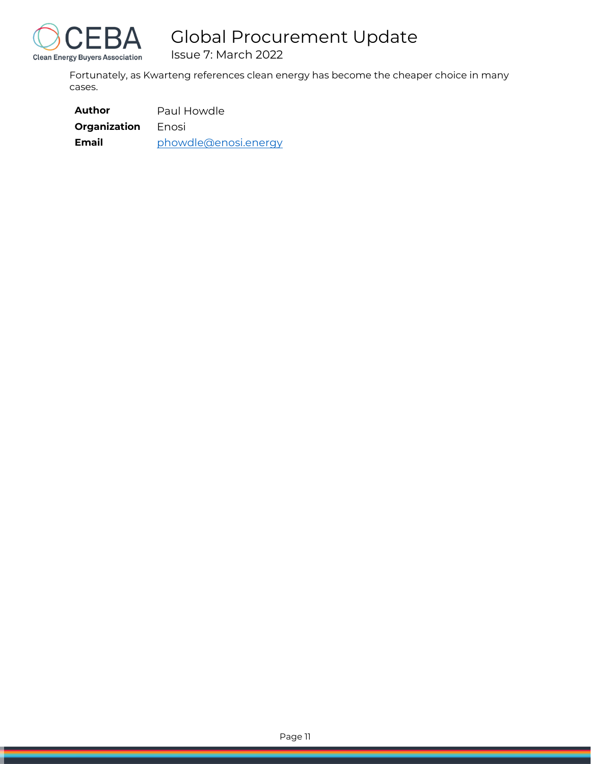Fortunately, as Kwarteng references clean energy has become the cheaper choice in many cases.

| | |
|---|---|
| **Author** | Paul Howdle |
| **Organization** | Enosi |
| **Email** | phowdle@enosi.energy |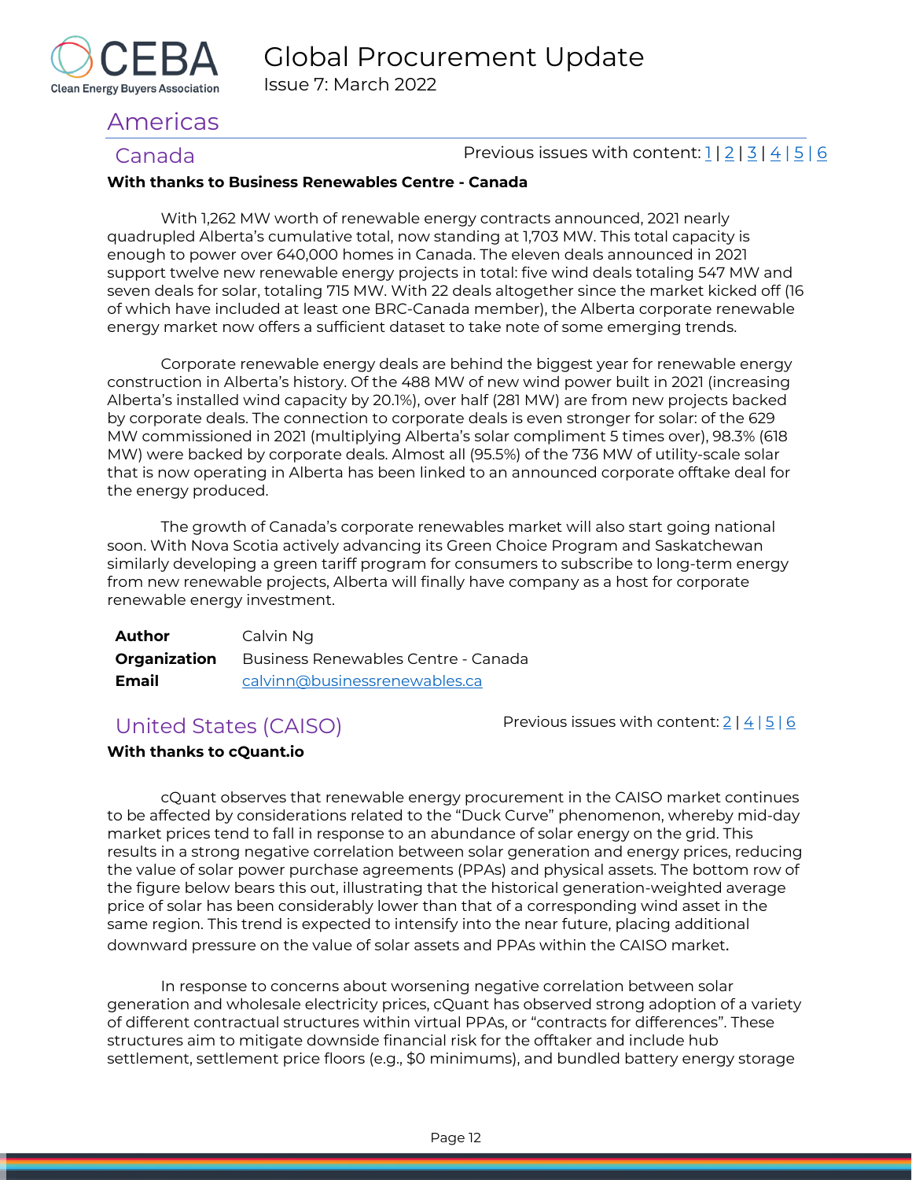## Americas

### Canada

Previous issues with content: [1](#) | [2](#) | [3](#) | [4](#) | [5](#) | [6](#)

**With thanks to Business Renewables Centre - Canada**

With 1,262 MW worth of renewable energy contracts announced, 2021 nearly quadrupled Alberta's cumulative total, now standing at 1,703 MW. This total capacity is enough to power over 640,000 homes in Canada. The eleven deals announced in 2021 support twelve new renewable energy projects in total: five wind deals totaling 547 MW and seven deals for solar, totaling 715 MW. With 22 deals altogether since the market kicked off (16 of which have included at least one BRC-Canada member), the Alberta corporate renewable energy market now offers a sufficient dataset to take note of some emerging trends.

Corporate renewable energy deals are behind the biggest year for renewable energy construction in Alberta's history. Of the 488 MW of new wind power built in 2021 (increasing Alberta's installed wind capacity by 20.1%), over half (281 MW) are from new projects backed by corporate deals. The connection to corporate deals is even stronger for solar: of the 629 MW commissioned in 2021 (multiplying Alberta's solar compliment 5 times over), 98.3% (618 MW) were backed by corporate deals. Almost all (95.5%) of the 736 MW of utility-scale solar that is now operating in Alberta has been linked to an announced corporate offtake deal for the energy produced.

The growth of Canada's corporate renewables market will also start going national soon. With Nova Scotia actively advancing its Green Choice Program and Saskatchewan similarly developing a green tariff program for consumers to subscribe to long-term energy from new renewable projects, Alberta will finally have company as a host for corporate renewable energy investment.

| | |
|---|---|
| **Author** | Calvin Ng |
| **Organization** | Business Renewables Centre - Canada |
| **Email** | calvinn@businessrenewables.ca |

### United States (CAISO)

Previous issues with content: [2](#) | [4](#) | [5](#) | [6](#)

**With thanks to cQuant.io**

cQuant observes that renewable energy procurement in the CAISO market continues to be affected by considerations related to the "Duck Curve" phenomenon, whereby mid-day market prices tend to fall in response to an abundance of solar energy on the grid. This results in a strong negative correlation between solar generation and energy prices, reducing the value of solar power purchase agreements (PPAs) and physical assets. The bottom row of the figure below bears this out, illustrating that the historical generation-weighted average price of solar has been considerably lower than that of a corresponding wind asset in the same region. This trend is expected to intensify into the near future, placing additional downward pressure on the value of solar assets and PPAs within the CAISO market.

In response to concerns about worsening negative correlation between solar generation and wholesale electricity prices, cQuant has observed strong adoption of a variety of different contractual structures within virtual PPAs, or "contracts for differences". These structures aim to mitigate downside financial risk for the offtaker and include hub settlement, settlement price floors (e.g., $0 minimums), and bundled battery energy storage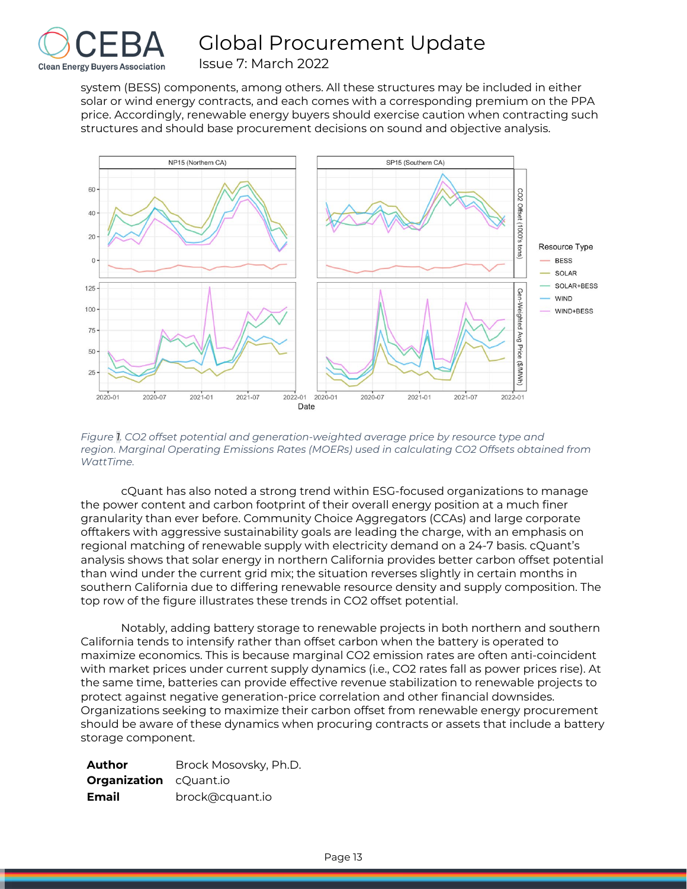system (BESS) components, among others. All these structures may be included in either solar or wind energy contracts, and each comes with a corresponding premium on the PPA price. Accordingly, renewable energy buyers should exercise caution when contracting such structures and should base procurement decisions on sound and objective analysis.

*Figure 1. CO2 offset potential and generation-weighted average price by resource type and region. Marginal Operating Emissions Rates (MOERs) used in calculating CO2 Offsets obtained from WattTime.*

cQuant has also noted a strong trend within ESG-focused organizations to manage the power content and carbon footprint of their overall energy position at a much finer granularity than ever before. Community Choice Aggregators (CCAs) and large corporate offtakers with aggressive sustainability goals are leading the charge, with an emphasis on regional matching of renewable supply with electricity demand on a 24-7 basis. cQuant's analysis shows that solar energy in northern California provides better carbon offset potential than wind under the current grid mix; the situation reverses slightly in certain months in southern California due to differing renewable resource density and supply composition. The top row of the figure illustrates these trends in CO2 offset potential.

Notably, adding battery storage to renewable projects in both northern and southern California tends to intensify rather than offset carbon when the battery is operated to maximize economics. This is because marginal CO2 emission rates are often anti-coincident with market prices under current supply dynamics (i.e., CO2 rates fall as power prices rise). At the same time, batteries can provide effective revenue stabilization to renewable projects to protect against negative generation-price correlation and other financial downsides. Organizations seeking to maximize their carbon offset from renewable energy procurement should be aware of these dynamics when procuring contracts or assets that include a battery storage component.

| | |
|---|---|
| **Author** | Brock Mosovsky, Ph.D. |
| **Organization** | cQuant.io |
| **Email** | brock@cquant.io |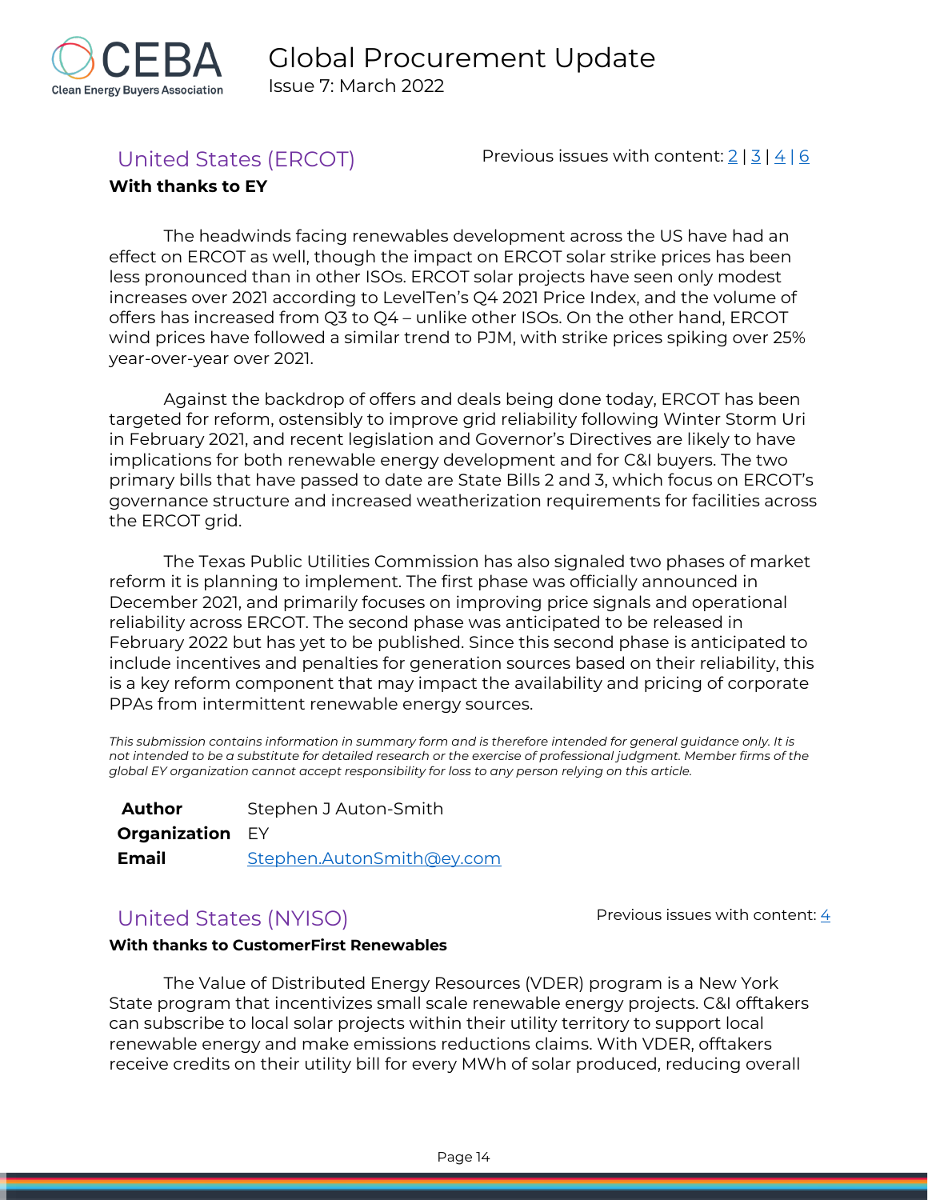## United States (ERCOT)

Previous issues with content: 2 | 3 | 4 | 6

**With thanks to EY**

The headwinds facing renewables development across the US have had an effect on ERCOT as well, though the impact on ERCOT solar strike prices has been less pronounced than in other ISOs. ERCOT solar projects have seen only modest increases over 2021 according to LevelTen's Q4 2021 Price Index, and the volume of offers has increased from Q3 to Q4 – unlike other ISOs. On the other hand, ERCOT wind prices have followed a similar trend to PJM, with strike prices spiking over 25% year-over-year over 2021.

Against the backdrop of offers and deals being done today, ERCOT has been targeted for reform, ostensibly to improve grid reliability following Winter Storm Uri in February 2021, and recent legislation and Governor's Directives are likely to have implications for both renewable energy development and for C&I buyers. The two primary bills that have passed to date are State Bills 2 and 3, which focus on ERCOT's governance structure and increased weatherization requirements for facilities across the ERCOT grid.

The Texas Public Utilities Commission has also signaled two phases of market reform it is planning to implement. The first phase was officially announced in December 2021, and primarily focuses on improving price signals and operational reliability across ERCOT. The second phase was anticipated to be released in February 2022 but has yet to be published. Since this second phase is anticipated to include incentives and penalties for generation sources based on their reliability, this is a key reform component that may impact the availability and pricing of corporate PPAs from intermittent renewable energy sources.

*This submission contains information in summary form and is therefore intended for general guidance only. It is not intended to be a substitute for detailed research or the exercise of professional judgment. Member firms of the global EY organization cannot accept responsibility for loss to any person relying on this article.*

| | |
|---|---|
| **Author** | Stephen J Auton-Smith |
| **Organization** | EY |
| **Email** | Stephen.AutonSmith@ey.com |

## United States (NYISO)

Previous issues with content: 4

**With thanks to CustomerFirst Renewables**

The Value of Distributed Energy Resources (VDER) program is a New York State program that incentivizes small scale renewable energy projects. C&I offtakers can subscribe to local solar projects within their utility territory to support local renewable energy and make emissions reductions claims. With VDER, offtakers receive credits on their utility bill for every MWh of solar produced, reducing overall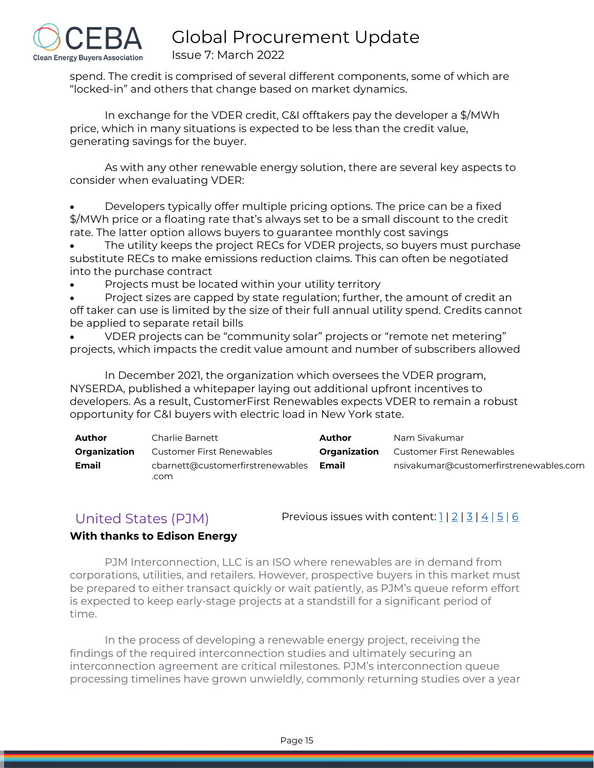spend. The credit is comprised of several different components, some of which are "locked-in" and others that change based on market dynamics.

In exchange for the VDER credit, C&I offtakers pay the developer a $/MWh price, which in many situations is expected to be less than the credit value, generating savings for the buyer.

As with any other renewable energy solution, there are several key aspects to consider when evaluating VDER:

- Developers typically offer multiple pricing options. The price can be a fixed $/MWh price or a floating rate that's always set to be a small discount to the credit rate. The latter option allows buyers to guarantee monthly cost savings
- The utility keeps the project RECs for VDER projects, so buyers must purchase substitute RECs to make emissions reduction claims. This can often be negotiated into the purchase contract
- Projects must be located within your utility territory
- Project sizes are capped by state regulation; further, the amount of credit an off taker can use is limited by the size of their full annual utility spend. Credits cannot be applied to separate retail bills
- VDER projects can be "community solar" projects or "remote net metering" projects, which impacts the credit value amount and number of subscribers allowed

In December 2021, the organization which oversees the VDER program, NYSERDA, published a whitepaper laying out additional upfront incentives to developers. As a result, CustomerFirst Renewables expects VDER to remain a robust opportunity for C&I buyers with electric load in New York state.

| **Author** | Charlie Barnett | **Author** | Nam Sivakumar |
|---|---|---|---|
| **Organization** | Customer First Renewables | **Organization** | Customer First Renewables |
| **Email** | cbarnett@customerfirstrenewables.com | **Email** | nsivakumar@customerfirstrenewables.com |

## United States (PJM)

Previous issues with content: 1 | 2 | 3 | 4 | 5 | 6

**With thanks to Edison Energy**

PJM Interconnection, LLC is an ISO where renewables are in demand from corporations, utilities, and retailers. However, prospective buyers in this market must be prepared to either transact quickly or wait patiently, as PJM's queue reform effort is expected to keep early-stage projects at a standstill for a significant period of time.

In the process of developing a renewable energy project, receiving the findings of the required interconnection studies and ultimately securing an interconnection agreement are critical milestones. PJM's interconnection queue processing timelines have grown unwieldly, commonly returning studies over a year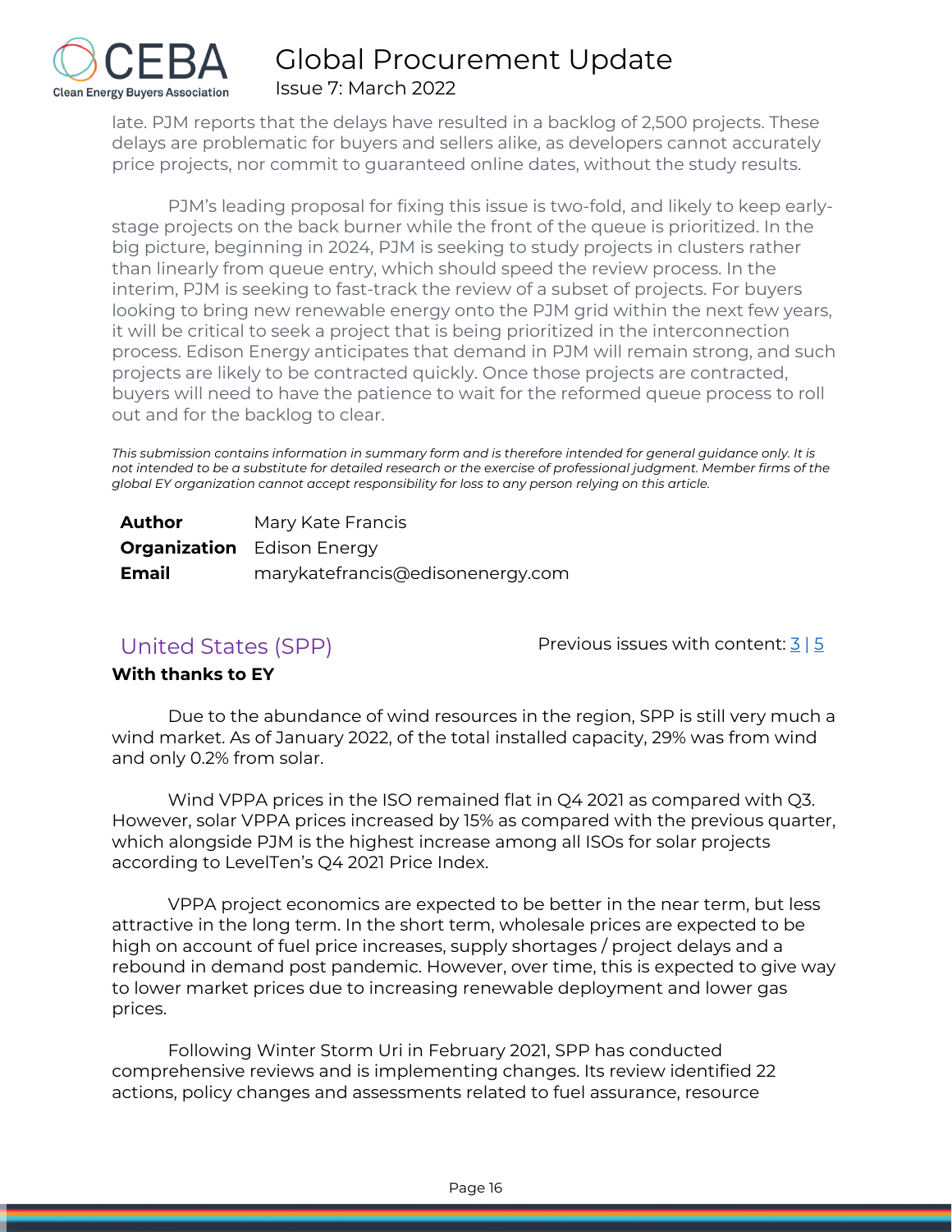late. PJM reports that the delays have resulted in a backlog of 2,500 projects. These delays are problematic for buyers and sellers alike, as developers cannot accurately price projects, nor commit to guaranteed online dates, without the study results.

PJM's leading proposal for fixing this issue is two-fold, and likely to keep early-stage projects on the back burner while the front of the queue is prioritized. In the big picture, beginning in 2024, PJM is seeking to study projects in clusters rather than linearly from queue entry, which should speed the review process. In the interim, PJM is seeking to fast-track the review of a subset of projects. For buyers looking to bring new renewable energy onto the PJM grid within the next few years, it will be critical to seek a project that is being prioritized in the interconnection process. Edison Energy anticipates that demand in PJM will remain strong, and such projects are likely to be contracted quickly. Once those projects are contracted, buyers will need to have the patience to wait for the reformed queue process to roll out and for the backlog to clear.

*This submission contains information in summary form and is therefore intended for general guidance only. It is not intended to be a substitute for detailed research or the exercise of professional judgment. Member firms of the global EY organization cannot accept responsibility for loss to any person relying on this article.*

| | |
|---|---|
| **Author** | Mary Kate Francis |
| **Organization** | Edison Energy |
| **Email** | marykatefrancis@edisonenergy.com |

## United States (SPP)

Previous issues with content: 3 | 5

**With thanks to EY**

Due to the abundance of wind resources in the region, SPP is still very much a wind market. As of January 2022, of the total installed capacity, 29% was from wind and only 0.2% from solar.

Wind VPPA prices in the ISO remained flat in Q4 2021 as compared with Q3. However, solar VPPA prices increased by 15% as compared with the previous quarter, which alongside PJM is the highest increase among all ISOs for solar projects according to LevelTen's Q4 2021 Price Index.

VPPA project economics are expected to be better in the near term, but less attractive in the long term. In the short term, wholesale prices are expected to be high on account of fuel price increases, supply shortages / project delays and a rebound in demand post pandemic. However, over time, this is expected to give way to lower market prices due to increasing renewable deployment and lower gas prices.

Following Winter Storm Uri in February 2021, SPP has conducted comprehensive reviews and is implementing changes. Its review identified 22 actions, policy changes and assessments related to fuel assurance, resource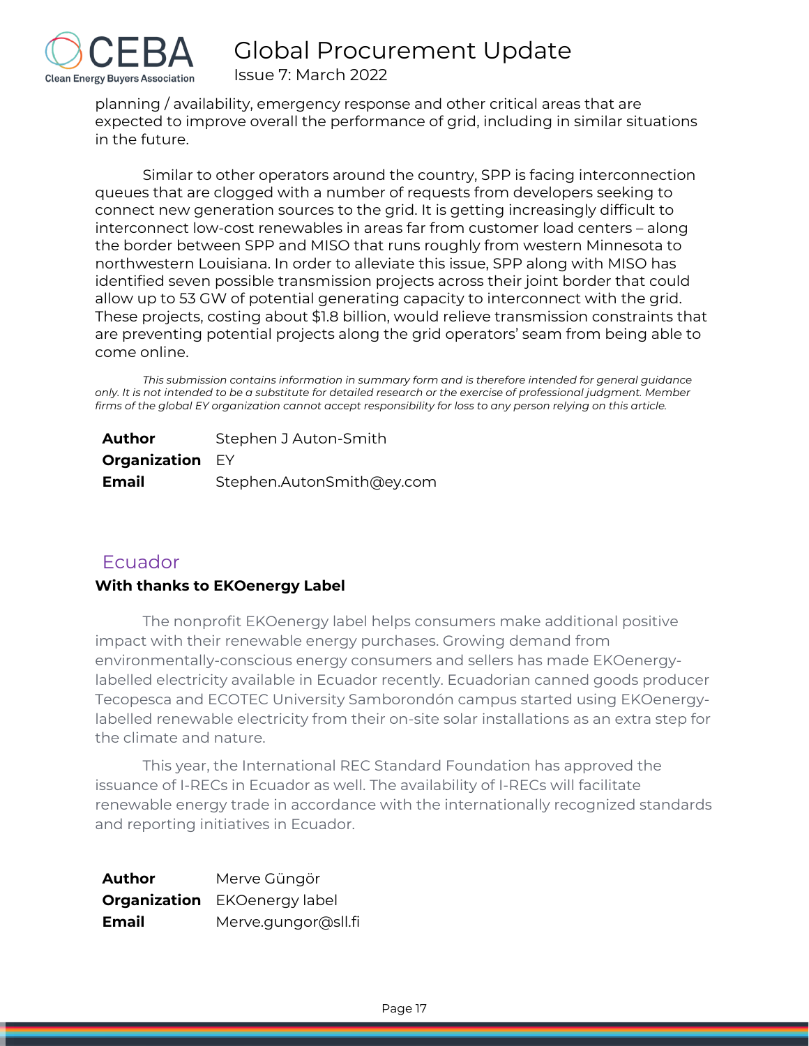planning / availability, emergency response and other critical areas that are expected to improve overall the performance of grid, including in similar situations in the future.

Similar to other operators around the country, SPP is facing interconnection queues that are clogged with a number of requests from developers seeking to connect new generation sources to the grid. It is getting increasingly difficult to interconnect low-cost renewables in areas far from customer load centers – along the border between SPP and MISO that runs roughly from western Minnesota to northwestern Louisiana. In order to alleviate this issue, SPP along with MISO has identified seven possible transmission projects across their joint border that could allow up to 53 GW of potential generating capacity to interconnect with the grid. These projects, costing about $1.8 billion, would relieve transmission constraints that are preventing potential projects along the grid operators' seam from being able to come online.

*This submission contains information in summary form and is therefore intended for general guidance only. It is not intended to be a substitute for detailed research or the exercise of professional judgment. Member firms of the global EY organization cannot accept responsibility for loss to any person relying on this article.*

| | |
|---|---|
| **Author** | Stephen J Auton-Smith |
| **Organization** | EY |
| **Email** | Stephen.AutonSmith@ey.com |

## Ecuador

**With thanks to EKOenergy Label**

The nonprofit EKOenergy label helps consumers make additional positive impact with their renewable energy purchases. Growing demand from environmentally-conscious energy consumers and sellers has made EKOenergy-labelled electricity available in Ecuador recently. Ecuadorian canned goods producer Tecopesca and ECOTEC University Samborondón campus started using EKOenergy-labelled renewable electricity from their on-site solar installations as an extra step for the climate and nature.

This year, the International REC Standard Foundation has approved the issuance of I-RECs in Ecuador as well. The availability of I-RECs will facilitate renewable energy trade in accordance with the internationally recognized standards and reporting initiatives in Ecuador.

| | |
|---|---|
| **Author** | Merve Güngör |
| **Organization** | EKOenergy label |
| **Email** | Merve.gungor@sll.fi |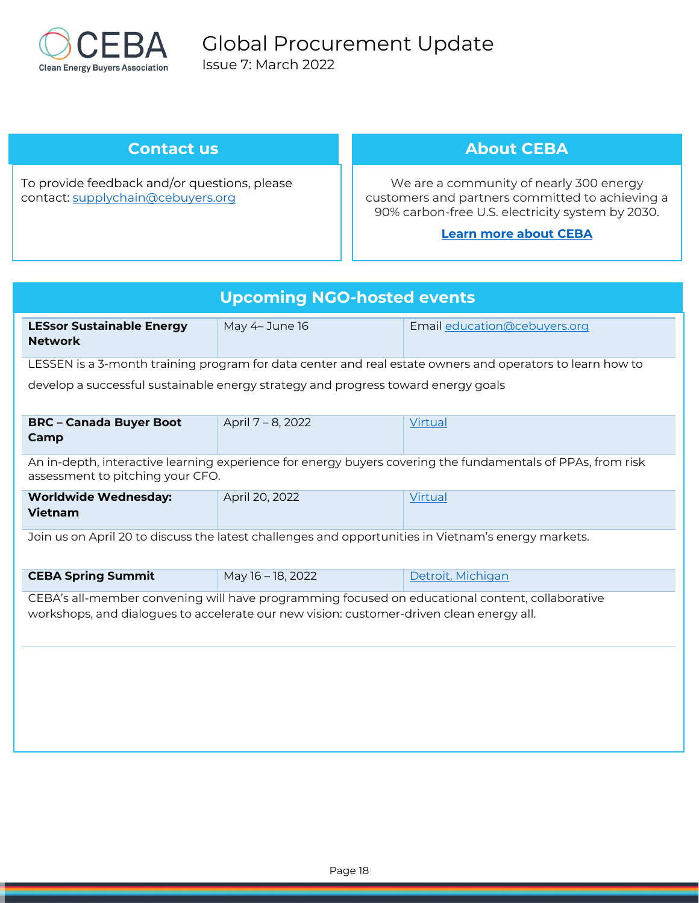# Global Procurement Update

Issue 7: March 2022

## Contact us

To provide feedback and/or questions, please contact: supplychain@cebuyers.org

## About CEBA

We are a community of nearly 300 energy customers and partners committed to achieving a 90% carbon-free U.S. electricity system by 2030.

**Learn more about CEBA**

## Upcoming NGO-hosted events

| **LESsor Sustainable Energy Network** | May 4– June 16 | Email education@cebuyers.org |
|---|---|---|

LESSEN is a 3-month training program for data center and real estate owners and operators to learn how to develop a successful sustainable energy strategy and progress toward energy goals

| **BRC – Canada Buyer Boot Camp** | April 7 – 8, 2022 | Virtual |
|---|---|---|

An in-depth, interactive learning experience for energy buyers covering the fundamentals of PPAs, from risk assessment to pitching your CFO.

| **Worldwide Wednesday: Vietnam** | April 20, 2022 | Virtual |
|---|---|---|

Join us on April 20 to discuss the latest challenges and opportunities in Vietnam's energy markets.

| **CEBA Spring Summit** | May 16 – 18, 2022 | Detroit, Michigan |
|---|---|---|

CEBA's all-member convening will have programming focused on educational content, collaborative workshops, and dialogues to accelerate our new vision: customer-driven clean energy all.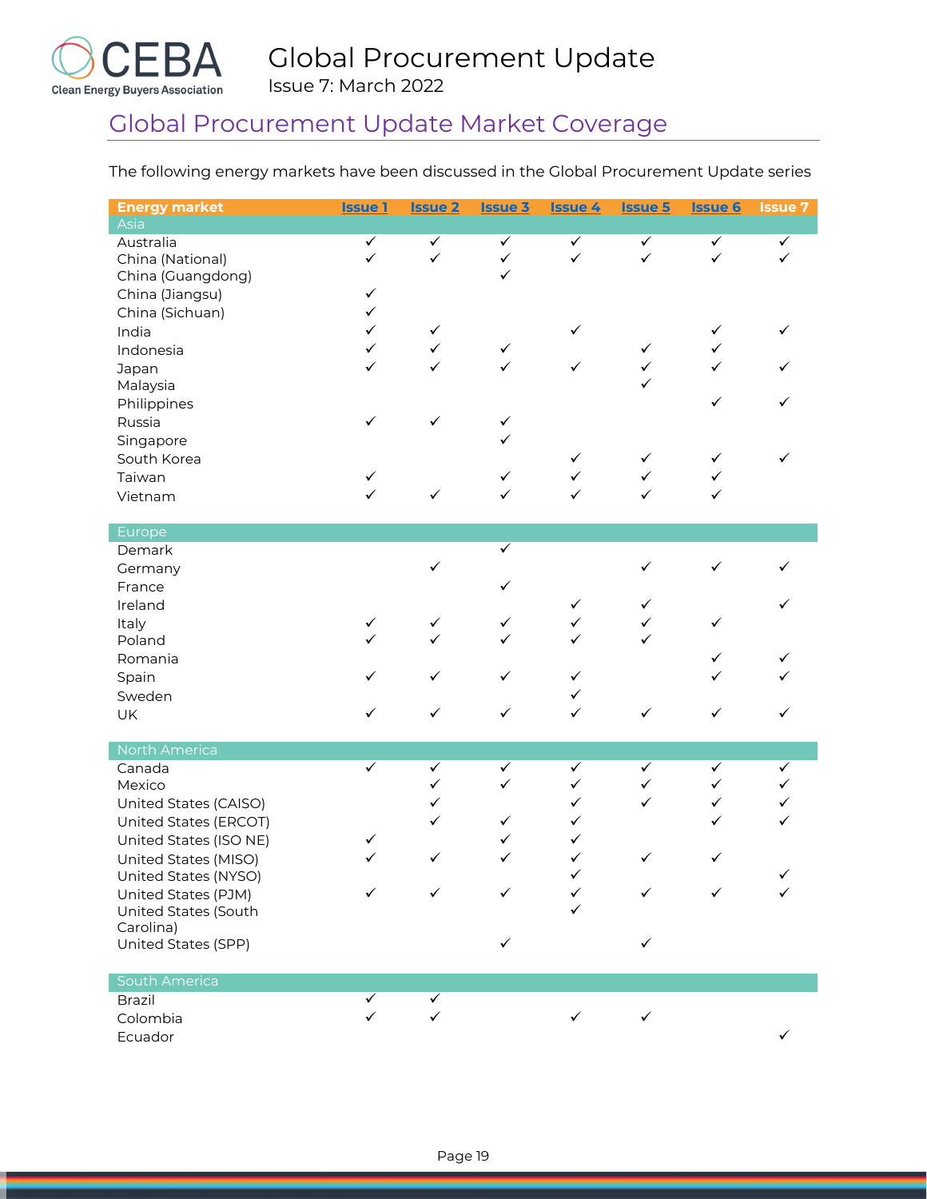## Global Procurement Update Market Coverage

The following energy markets have been discussed in the Global Procurement Update series

| Energy market | Issue 1 | Issue 2 | Issue 3 | Issue 4 | Issue 5 | Issue 6 | Issue 7 |
|---|---|---|---|---|---|---|---|
| **Asia** | | | | | | | |
| Australia | ✓ | ✓ | ✓ | ✓ | ✓ | ✓ | ✓ |
| China (National) | ✓ | ✓ | ✓ | ✓ | ✓ | ✓ | ✓ |
| China (Guangdong) | | | ✓ | | | | |
| China (Jiangsu) | ✓ | | | | | | |
| China (Sichuan) | ✓ | | | | | | |
| India | ✓ | ✓ | | ✓ | | ✓ | ✓ |
| Indonesia | ✓ | ✓ | ✓ | | ✓ | ✓ | |
| Japan | ✓ | ✓ | ✓ | ✓ | ✓ | ✓ | ✓ |
| Malaysia | | | | | ✓ | | |
| Philippines | | | | | | ✓ | ✓ |
| Russia | ✓ | ✓ | ✓ | | | | |
| Singapore | | | ✓ | | | | |
| South Korea | | | | ✓ | ✓ | ✓ | ✓ |
| Taiwan | ✓ | | ✓ | ✓ | ✓ | ✓ | |
| Vietnam | ✓ | ✓ | ✓ | ✓ | ✓ | ✓ | |
| **Europe** | | | | | | | |
| Demark | | | ✓ | | | | |
| Germany | | ✓ | | | ✓ | ✓ | ✓ |
| France | | | ✓ | | | | |
| Ireland | | | | ✓ | ✓ | | ✓ |
| Italy | ✓ | ✓ | ✓ | ✓ | ✓ | ✓ | |
| Poland | ✓ | ✓ | ✓ | ✓ | ✓ | | |
| Romania | | | | | | ✓ | ✓ |
| Spain | ✓ | ✓ | ✓ | ✓ | | ✓ | ✓ |
| Sweden | | | | ✓ | | | |
| UK | ✓ | ✓ | ✓ | ✓ | ✓ | ✓ | ✓ |
| **North America** | | | | | | | |
| Canada | ✓ | ✓ | ✓ | ✓ | ✓ | ✓ | ✓ |
| Mexico | | ✓ | ✓ | ✓ | ✓ | ✓ | ✓ |
| United States (CAISO) | | ✓ | | ✓ | ✓ | ✓ | ✓ |
| United States (ERCOT) | | ✓ | ✓ | ✓ | | ✓ | ✓ |
| United States (ISO NE) | ✓ | | ✓ | ✓ | | | |
| United States (MISO) | ✓ | ✓ | ✓ | ✓ | ✓ | ✓ | |
| United States (NYSO) | | | | ✓ | | | ✓ |
| United States (PJM) | ✓ | ✓ | ✓ | ✓ | ✓ | ✓ | ✓ |
| United States (South Carolina) | | | | ✓ | | | |
| United States (SPP) | | | ✓ | | ✓ | | |
| **South America** | | | | | | | |
| Brazil | ✓ | ✓ | | | | | |
| Colombia | ✓ | ✓ | | ✓ | ✓ | | |
| Ecuador | | | | | | | ✓ |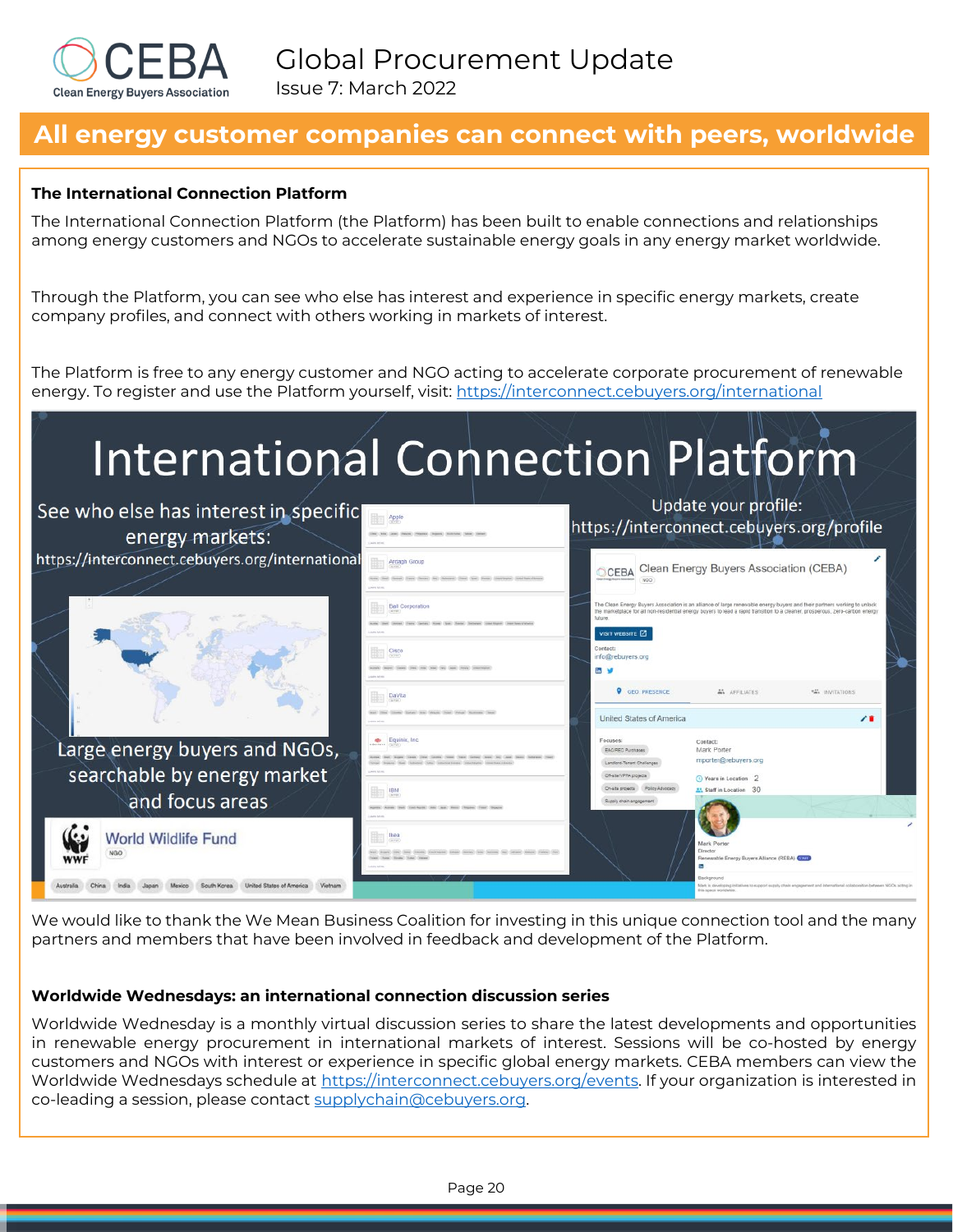# All energy customer companies can connect with peers, worldwide

**The International Connection Platform**

The International Connection Platform (the Platform) has been built to enable connections and relationships among energy customers and NGOs to accelerate sustainable energy goals in any energy market worldwide.

Through the Platform, you can see who else has interest and experience in specific energy markets, create company profiles, and connect with others working in markets of interest.

The Platform is free to any energy customer and NGO acting to accelerate corporate procurement of renewable energy. To register and use the Platform yourself, visit: https://interconnect.cebuyers.org/international

International Connection Platform

See who else has interest in specific energy markets: https://interconnect.cebuyers.org/international

Update your profile: https://interconnect.cebuyers.org/profile

Large energy buyers and NGOs, searchable by energy market and focus areas

We would like to thank the We Mean Business Coalition for investing in this unique connection tool and the many partners and members that have been involved in feedback and development of the Platform.

**Worldwide Wednesdays: an international connection discussion series**

Worldwide Wednesday is a monthly virtual discussion series to share the latest developments and opportunities in renewable energy procurement in international markets of interest. Sessions will be co-hosted by energy customers and NGOs with interest or experience in specific global energy markets. CEBA members can view the Worldwide Wednesdays schedule at https://interconnect.cebuyers.org/events. If your organization is interested in co-leading a session, please contact supplychain@cebuyers.org.